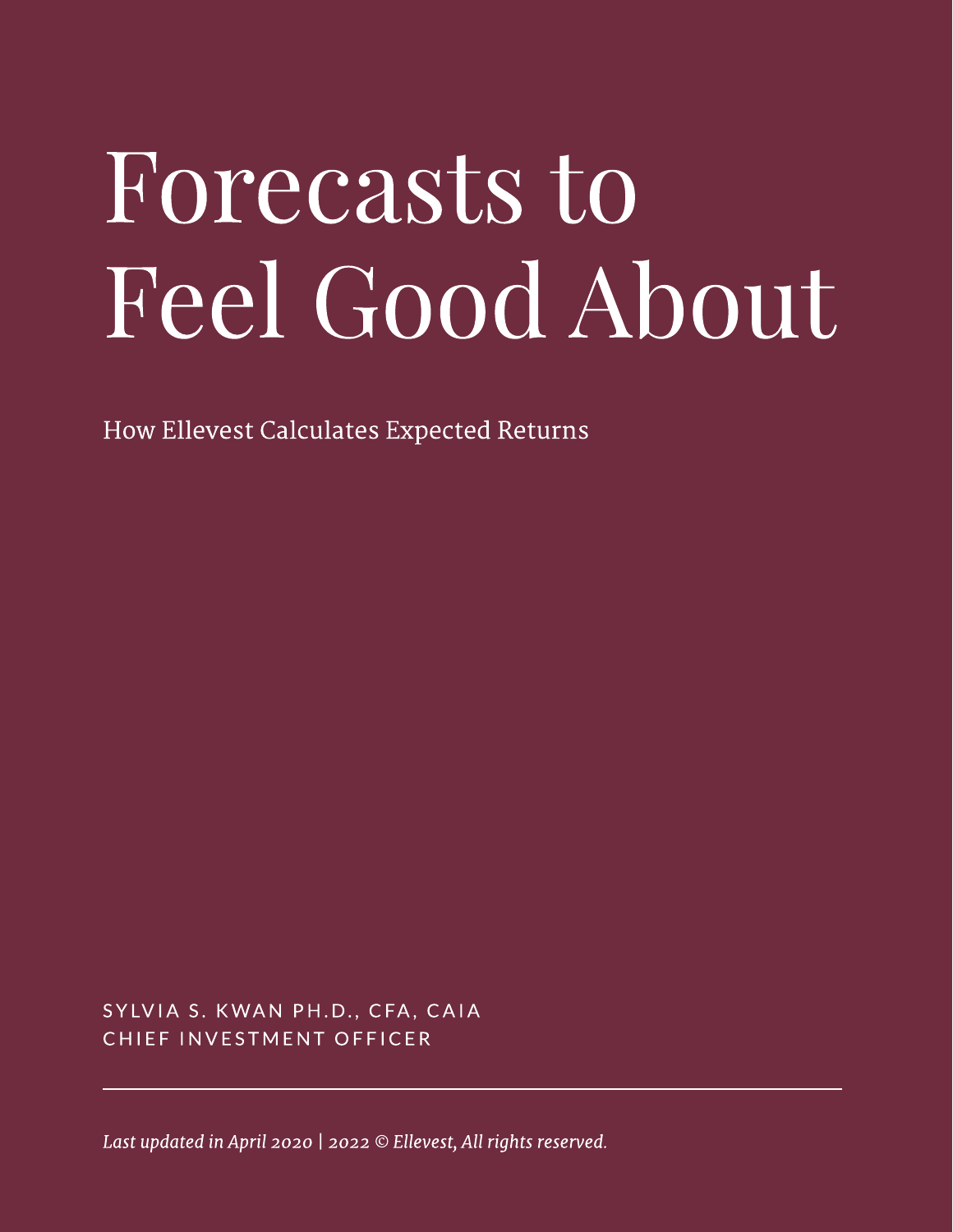# Forecasts to Feel Good About

How Ellevest Calculates Expected Returns

SYLVIA S. KWAN PH.D., CFA, CAIA
CHIEF INVESTMENT OFFICER

*Last updated in April 2020 | 2022 © Ellevest, All rights reserved.*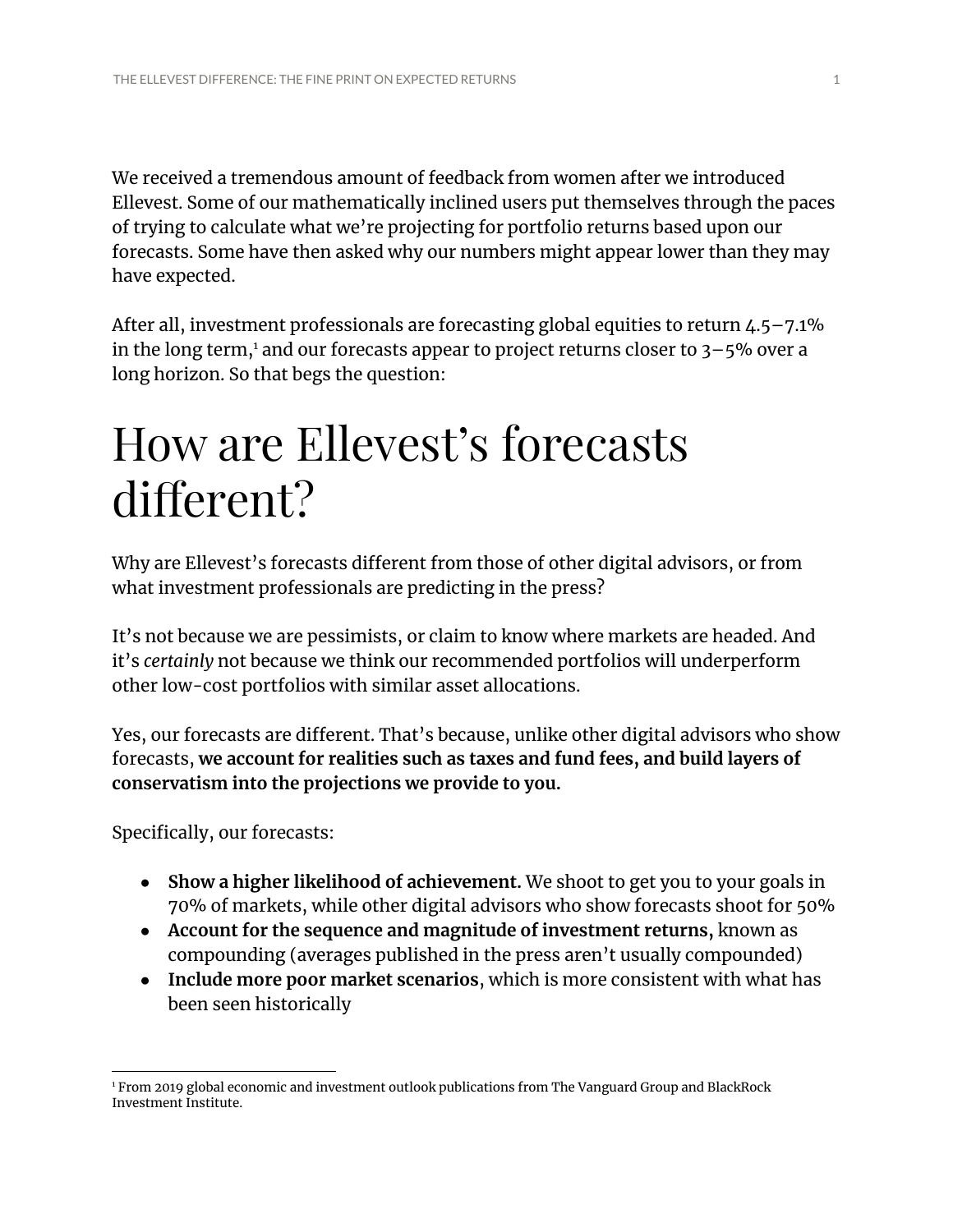We received a tremendous amount of feedback from women after we introduced Ellevest. Some of our mathematically inclined users put themselves through the paces of trying to calculate what we're projecting for portfolio returns based upon our forecasts. Some have then asked why our numbers might appear lower than they may have expected.

After all, investment professionals are forecasting global equities to return 4.5–7.1% in the long term,[1] and our forecasts appear to project returns closer to 3–5% over a long horizon. So that begs the question:

# How are Ellevest's forecasts different?

Why are Ellevest's forecasts different from those of other digital advisors, or from what investment professionals are predicting in the press?

It's not because we are pessimists, or claim to know where markets are headed. And it's *certainly* not because we think our recommended portfolios will underperform other low-cost portfolios with similar asset allocations.

Yes, our forecasts are different. That's because, unlike other digital advisors who show forecasts, **we account for realities such as taxes and fund fees, and build layers of conservatism into the projections we provide to you.**

Specifically, our forecasts:

- **Show a higher likelihood of achievement.** We shoot to get you to your goals in 70% of markets, while other digital advisors who show forecasts shoot for 50%
- **Account for the sequence and magnitude of investment returns,** known as compounding (averages published in the press aren't usually compounded)
- **Include more poor market scenarios**, which is more consistent with what has been seen historically

[1] From 2019 global economic and investment outlook publications from The Vanguard Group and BlackRock Investment Institute.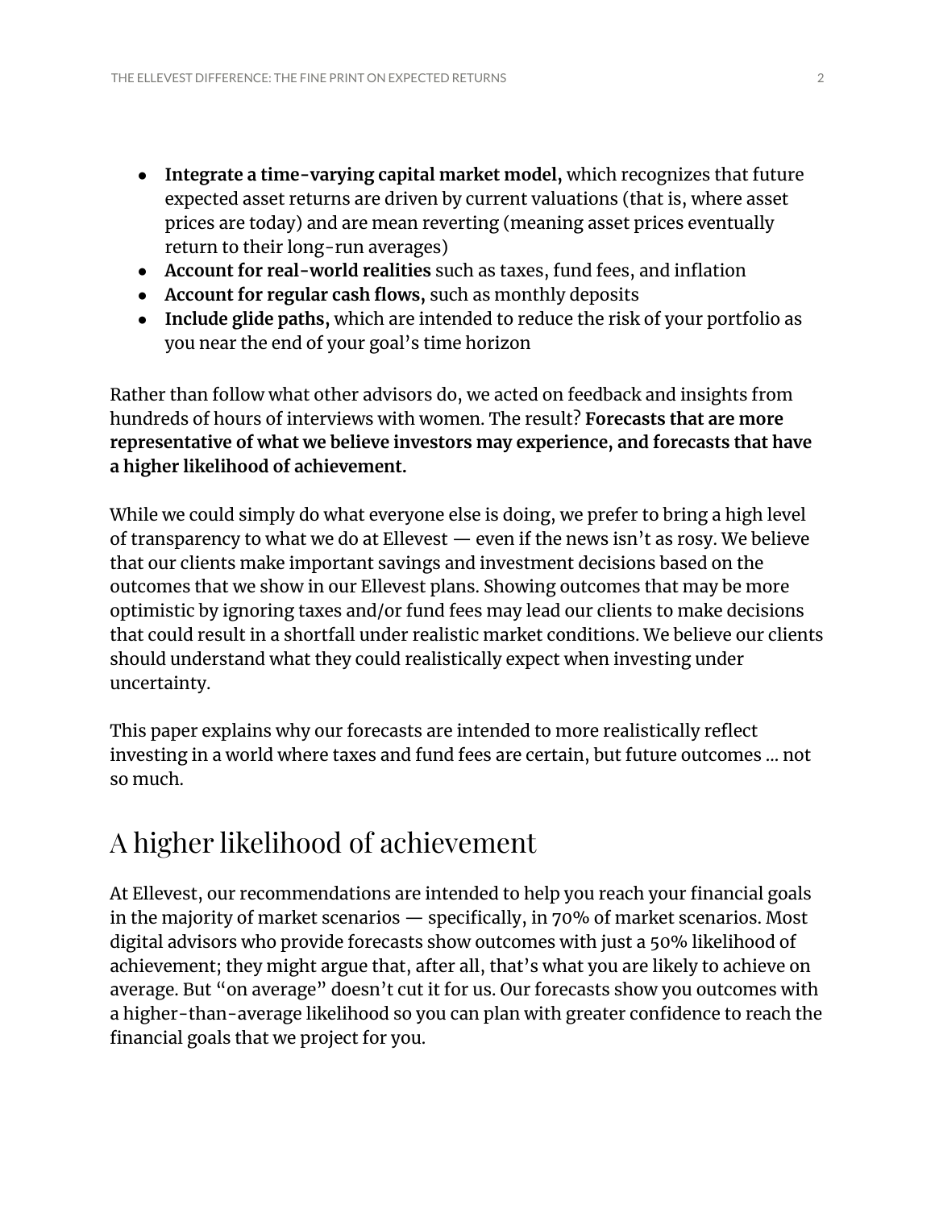- **Integrate a time-varying capital market model,** which recognizes that future expected asset returns are driven by current valuations (that is, where asset prices are today) and are mean reverting (meaning asset prices eventually return to their long-run averages)
- **Account for real-world realities** such as taxes, fund fees, and inflation
- **Account for regular cash flows,** such as monthly deposits
- **Include glide paths,** which are intended to reduce the risk of your portfolio as you near the end of your goal's time horizon

Rather than follow what other advisors do, we acted on feedback and insights from hundreds of hours of interviews with women. The result? **Forecasts that are more representative of what we believe investors may experience, and forecasts that have a higher likelihood of achievement.**

While we could simply do what everyone else is doing, we prefer to bring a high level of transparency to what we do at Ellevest — even if the news isn't as rosy. We believe that our clients make important savings and investment decisions based on the outcomes that we show in our Ellevest plans. Showing outcomes that may be more optimistic by ignoring taxes and/or fund fees may lead our clients to make decisions that could result in a shortfall under realistic market conditions. We believe our clients should understand what they could realistically expect when investing under uncertainty.

This paper explains why our forecasts are intended to more realistically reflect investing in a world where taxes and fund fees are certain, but future outcomes … not so much.

## A higher likelihood of achievement

At Ellevest, our recommendations are intended to help you reach your financial goals in the majority of market scenarios — specifically, in 70% of market scenarios. Most digital advisors who provide forecasts show outcomes with just a 50% likelihood of achievement; they might argue that, after all, that's what you are likely to achieve on average. But "on average" doesn't cut it for us. Our forecasts show you outcomes with a higher-than-average likelihood so you can plan with greater confidence to reach the financial goals that we project for you.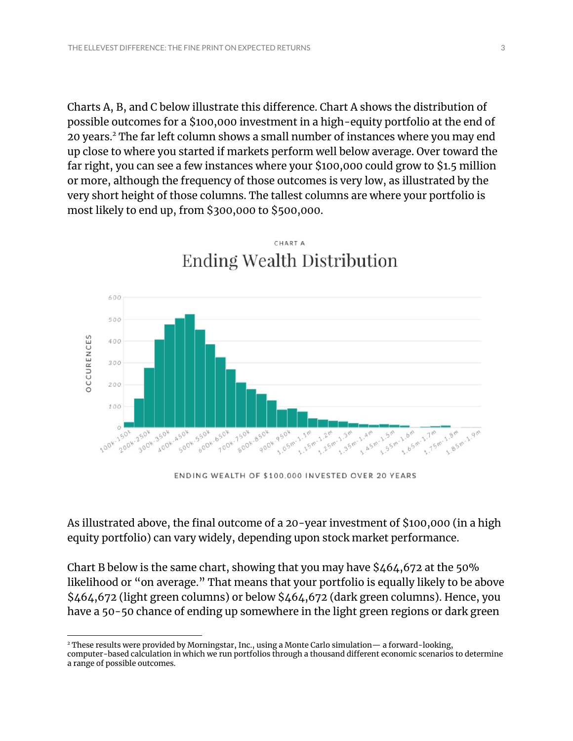Charts A, B, and C below illustrate this difference. Chart A shows the distribution of possible outcomes for a $100,000 investment in a high-equity portfolio at the end of 20 years.[2] The far left column shows a small number of instances where you may end up close to where you started if markets perform well below average. Over toward the far right, you can see a few instances where your $100,000 could grow to $1.5 million or more, although the frequency of those outcomes is very low, as illustrated by the very short height of those columns. The tallest columns are where your portfolio is most likely to end up, from $300,000 to $500,000.

CHART A

Ending Wealth Distribution

As illustrated above, the final outcome of a 20-year investment of $100,000 (in a high equity portfolio) can vary widely, depending upon stock market performance.

Chart B below is the same chart, showing that you may have $464,672 at the 50% likelihood or "on average." That means that your portfolio is equally likely to be above $464,672 (light green columns) or below $464,672 (dark green columns). Hence, you have a 50-50 chance of ending up somewhere in the light green regions or dark green

[2] These results were provided by Morningstar, Inc., using a Monte Carlo simulation— a forward-looking, computer-based calculation in which we run portfolios through a thousand different economic scenarios to determine a range of possible outcomes.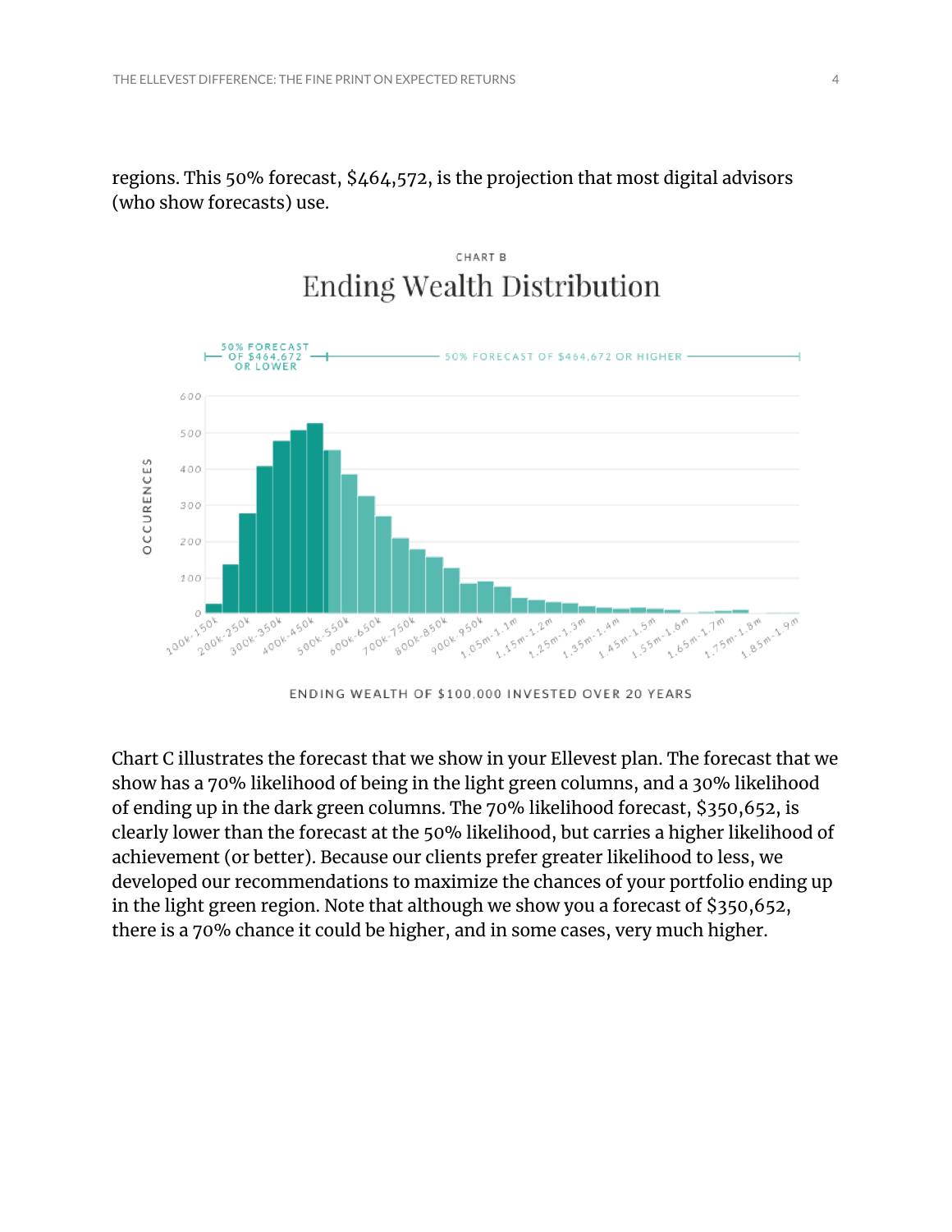regions. This 50% forecast, $464,572, is the projection that most digital advisors (who show forecasts) use.

CHART B

Ending Wealth Distribution

50% FORECAST OF $464,672 OR LOWER — 50% FORECAST OF $464,672 OR HIGHER

OCCURENCES

ENDING WEALTH OF $100,000 INVESTED OVER 20 YEARS

Chart C illustrates the forecast that we show in your Ellevest plan. The forecast that we show has a 70% likelihood of being in the light green columns, and a 30% likelihood of ending up in the dark green columns. The 70% likelihood forecast, $350,652, is clearly lower than the forecast at the 50% likelihood, but carries a higher likelihood of achievement (or better). Because our clients prefer greater likelihood to less, we developed our recommendations to maximize the chances of your portfolio ending up in the light green region. Note that although we show you a forecast of $350,652, there is a 70% chance it could be higher, and in some cases, very much higher.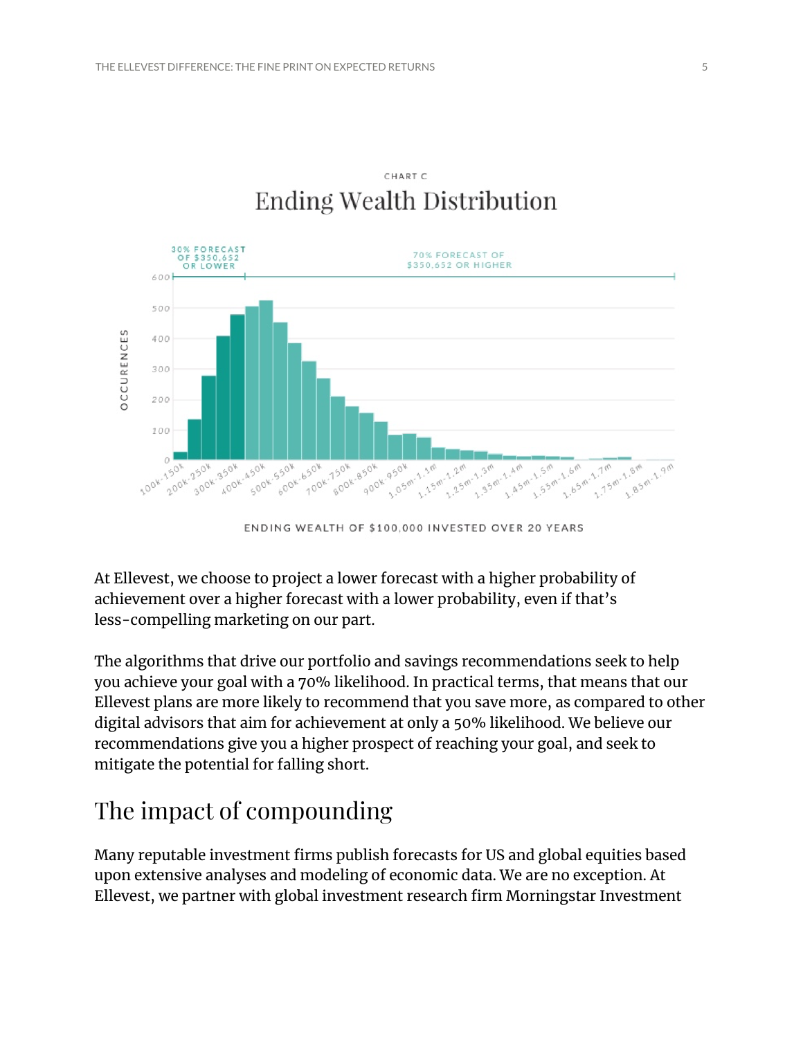CHART C

## Ending Wealth Distribution

30% FORECAST OF $350,652 OR LOWER

70% FORECAST OF $350,652 OR HIGHER

ENDING WEALTH OF $100,000 INVESTED OVER 20 YEARS

At Ellevest, we choose to project a lower forecast with a higher probability of achievement over a higher forecast with a lower probability, even if that's less-compelling marketing on our part.

The algorithms that drive our portfolio and savings recommendations seek to help you achieve your goal with a 70% likelihood. In practical terms, that means that our Ellevest plans are more likely to recommend that you save more, as compared to other digital advisors that aim for achievement at only a 50% likelihood. We believe our recommendations give you a higher prospect of reaching your goal, and seek to mitigate the potential for falling short.

# The impact of compounding

Many reputable investment firms publish forecasts for US and global equities based upon extensive analyses and modeling of economic data. We are no exception. At Ellevest, we partner with global investment research firm Morningstar Investment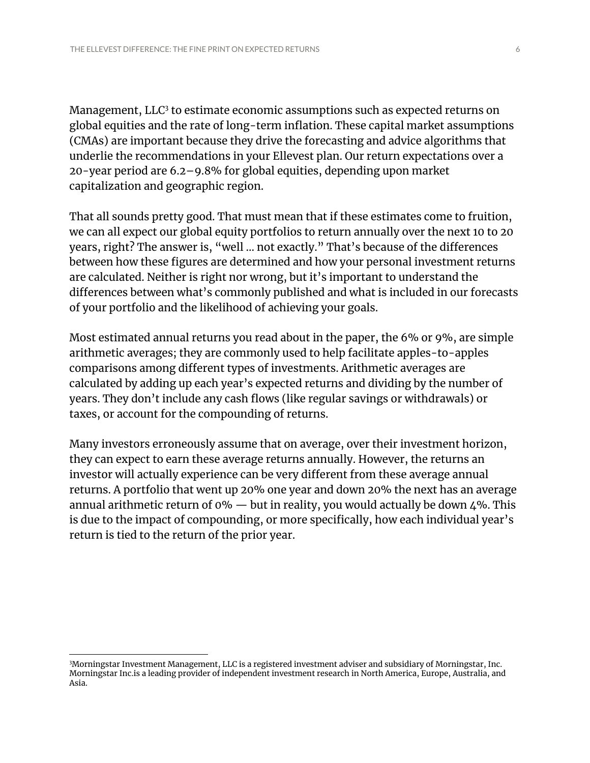Management, LLC[3] to estimate economic assumptions such as expected returns on global equities and the rate of long-term inflation. These capital market assumptions (CMAs) are important because they drive the forecasting and advice algorithms that underlie the recommendations in your Ellevest plan. Our return expectations over a 20-year period are 6.2–9.8% for global equities, depending upon market capitalization and geographic region.

That all sounds pretty good. That must mean that if these estimates come to fruition, we can all expect our global equity portfolios to return annually over the next 10 to 20 years, right? The answer is, "well ... not exactly." That's because of the differences between how these figures are determined and how your personal investment returns are calculated. Neither is right nor wrong, but it's important to understand the differences between what's commonly published and what is included in our forecasts of your portfolio and the likelihood of achieving your goals.

Most estimated annual returns you read about in the paper, the 6% or 9%, are simple arithmetic averages; they are commonly used to help facilitate apples-to-apples comparisons among different types of investments. Arithmetic averages are calculated by adding up each year's expected returns and dividing by the number of years. They don't include any cash flows (like regular savings or withdrawals) or taxes, or account for the compounding of returns.

Many investors erroneously assume that on average, over their investment horizon, they can expect to earn these average returns annually. However, the returns an investor will actually experience can be very different from these average annual returns. A portfolio that went up 20% one year and down 20% the next has an average annual arithmetic return of 0% — but in reality, you would actually be down 4%. This is due to the impact of compounding, or more specifically, how each individual year's return is tied to the return of the prior year.

---

[3] Morningstar Investment Management, LLC is a registered investment adviser and subsidiary of Morningstar, Inc. Morningstar Inc.is a leading provider of independent investment research in North America, Europe, Australia, and Asia.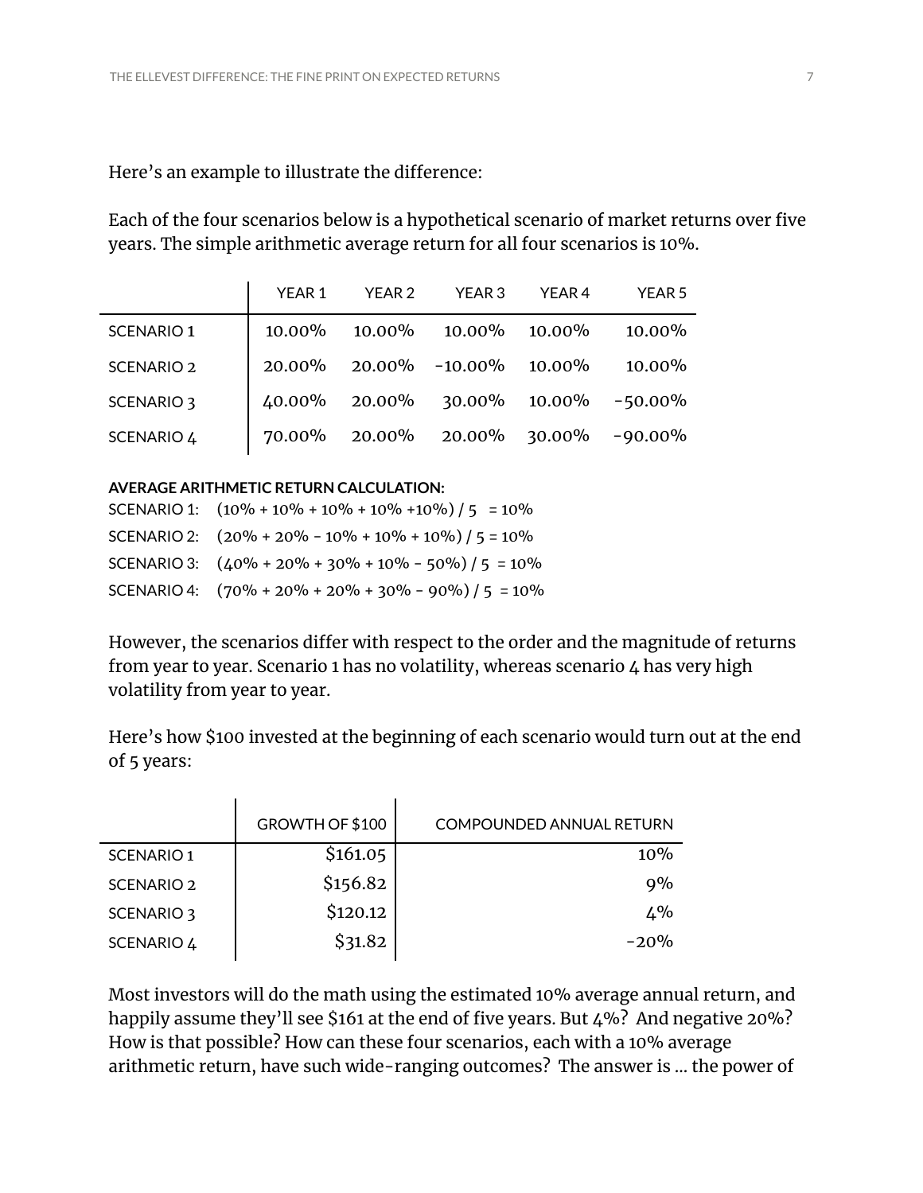Here's an example to illustrate the difference:

Each of the four scenarios below is a hypothetical scenario of market returns over five years. The simple arithmetic average return for all four scenarios is 10%.

| | YEAR 1 | YEAR 2 | YEAR 3 | YEAR 4 | YEAR 5 |
|---|---|---|---|---|---|
| SCENARIO 1 | 10.00% | 10.00% | 10.00% | 10.00% | 10.00% |
| SCENARIO 2 | 20.00% | 20.00% | -10.00% | 10.00% | 10.00% |
| SCENARIO 3 | 40.00% | 20.00% | 30.00% | 10.00% | -50.00% |
| SCENARIO 4 | 70.00% | 20.00% | 20.00% | 30.00% | -90.00% |

**AVERAGE ARITHMETIC RETURN CALCULATION:**

SCENARIO 1: (10% + 10% + 10% + 10% +10%) / 5 = 10%

SCENARIO 2: (20% + 20% - 10% + 10% + 10%) / 5 = 10%

SCENARIO 3: (40% + 20% + 30% + 10% - 50%) / 5 = 10%

SCENARIO 4: (70% + 20% + 20% + 30% - 90%) / 5 = 10%

However, the scenarios differ with respect to the order and the magnitude of returns from year to year. Scenario 1 has no volatility, whereas scenario 4 has very high volatility from year to year.

Here's how $100 invested at the beginning of each scenario would turn out at the end of 5 years:

| | GROWTH OF $100 | COMPOUNDED ANNUAL RETURN |
|---|---|---|
| SCENARIO 1 | $161.05 | 10% |
| SCENARIO 2 | $156.82 | 9% |
| SCENARIO 3 | $120.12 | 4% |
| SCENARIO 4 | $31.82 | -20% |

Most investors will do the math using the estimated 10% average annual return, and happily assume they'll see $161 at the end of five years. But 4%? And negative 20%? How is that possible? How can these four scenarios, each with a 10% average arithmetic return, have such wide-ranging outcomes? The answer is … the power of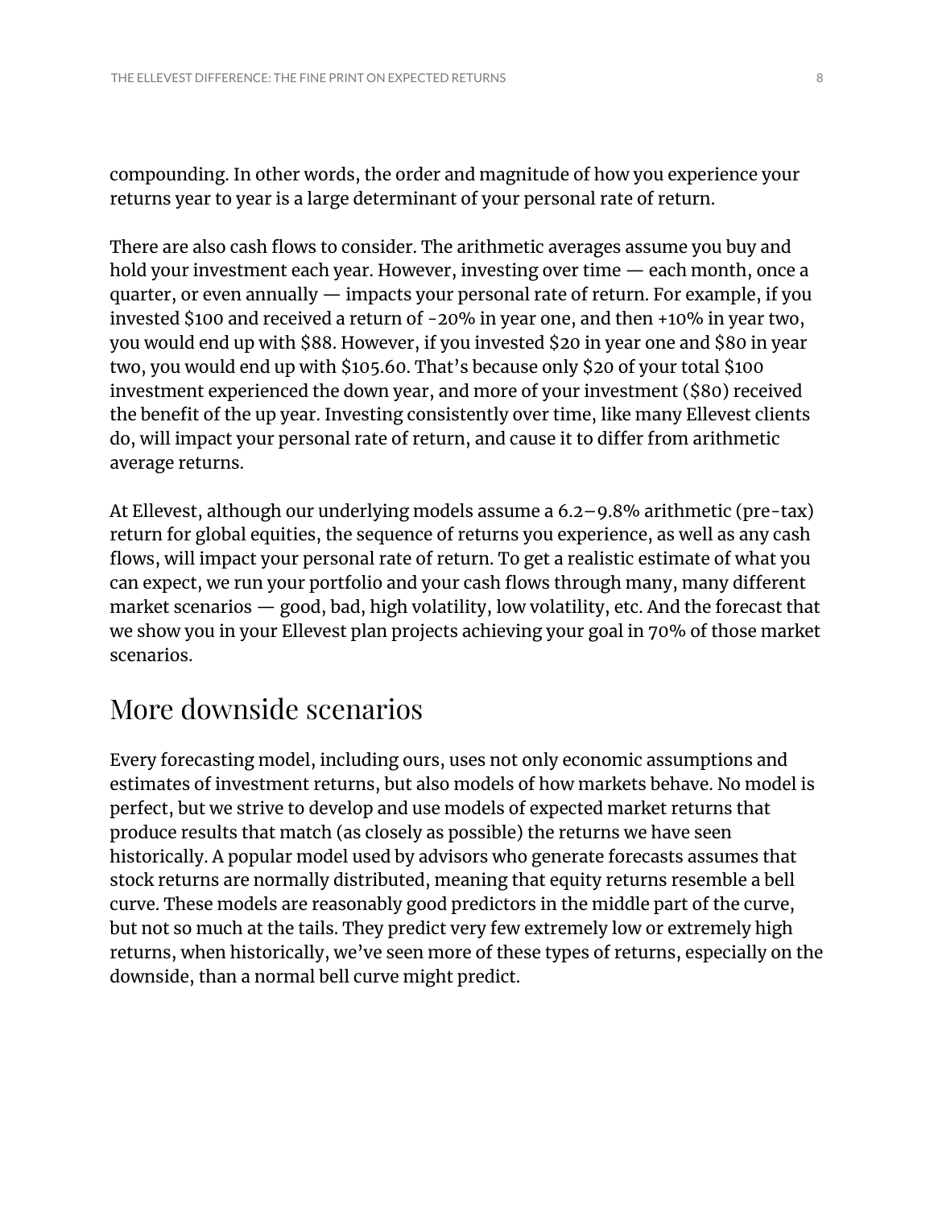compounding. In other words, the order and magnitude of how you experience your returns year to year is a large determinant of your personal rate of return.

There are also cash flows to consider. The arithmetic averages assume you buy and hold your investment each year. However, investing over time — each month, once a quarter, or even annually — impacts your personal rate of return. For example, if you invested $100 and received a return of -20% in year one, and then +10% in year two, you would end up with $88. However, if you invested $20 in year one and $80 in year two, you would end up with $105.60. That's because only $20 of your total $100 investment experienced the down year, and more of your investment ($80) received the benefit of the up year. Investing consistently over time, like many Ellevest clients do, will impact your personal rate of return, and cause it to differ from arithmetic average returns.

At Ellevest, although our underlying models assume a 6.2–9.8% arithmetic (pre-tax) return for global equities, the sequence of returns you experience, as well as any cash flows, will impact your personal rate of return. To get a realistic estimate of what you can expect, we run your portfolio and your cash flows through many, many different market scenarios — good, bad, high volatility, low volatility, etc. And the forecast that we show you in your Ellevest plan projects achieving your goal in 70% of those market scenarios.

## More downside scenarios

Every forecasting model, including ours, uses not only economic assumptions and estimates of investment returns, but also models of how markets behave. No model is perfect, but we strive to develop and use models of expected market returns that produce results that match (as closely as possible) the returns we have seen historically. A popular model used by advisors who generate forecasts assumes that stock returns are normally distributed, meaning that equity returns resemble a bell curve. These models are reasonably good predictors in the middle part of the curve, but not so much at the tails. They predict very few extremely low or extremely high returns, when historically, we've seen more of these types of returns, especially on the downside, than a normal bell curve might predict.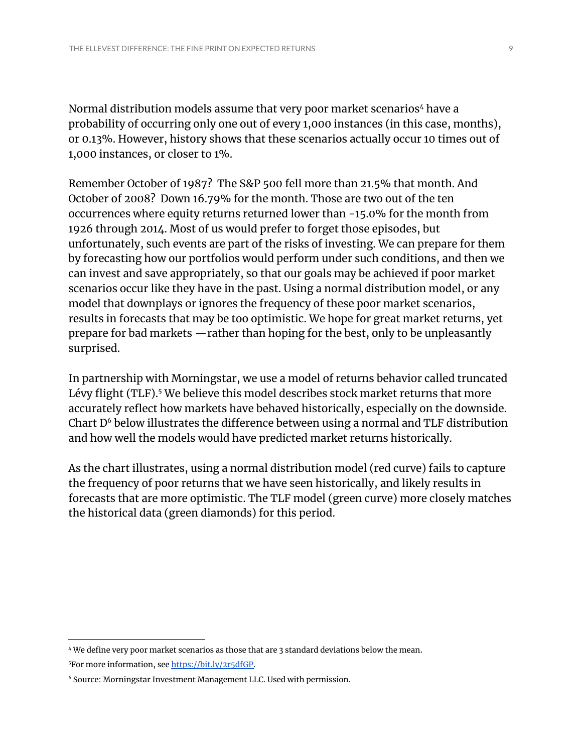Normal distribution models assume that very poor market scenarios[4] have a probability of occurring only one out of every 1,000 instances (in this case, months), or 0.13%. However, history shows that these scenarios actually occur 10 times out of 1,000 instances, or closer to 1%.

Remember October of 1987? The S&P 500 fell more than 21.5% that month. And October of 2008? Down 16.79% for the month. Those are two out of the ten occurrences where equity returns returned lower than -15.0% for the month from 1926 through 2014. Most of us would prefer to forget those episodes, but unfortunately, such events are part of the risks of investing. We can prepare for them by forecasting how our portfolios would perform under such conditions, and then we can invest and save appropriately, so that our goals may be achieved if poor market scenarios occur like they have in the past. Using a normal distribution model, or any model that downplays or ignores the frequency of these poor market scenarios, results in forecasts that may be too optimistic. We hope for great market returns, yet prepare for bad markets —rather than hoping for the best, only to be unpleasantly surprised.

In partnership with Morningstar, we use a model of returns behavior called truncated Lévy flight (TLF).[5] We believe this model describes stock market returns that more accurately reflect how markets have behaved historically, especially on the downside. Chart D[6] below illustrates the difference between using a normal and TLF distribution and how well the models would have predicted market returns historically.

As the chart illustrates, using a normal distribution model (red curve) fails to capture the frequency of poor returns that we have seen historically, and likely results in forecasts that are more optimistic. The TLF model (green curve) more closely matches the historical data (green diamonds) for this period.

---

[4] We define very poor market scenarios as those that are 3 standard deviations below the mean.

[5] For more information, see https://bit.ly/2r5dfGP.

[6] Source: Morningstar Investment Management LLC. Used with permission.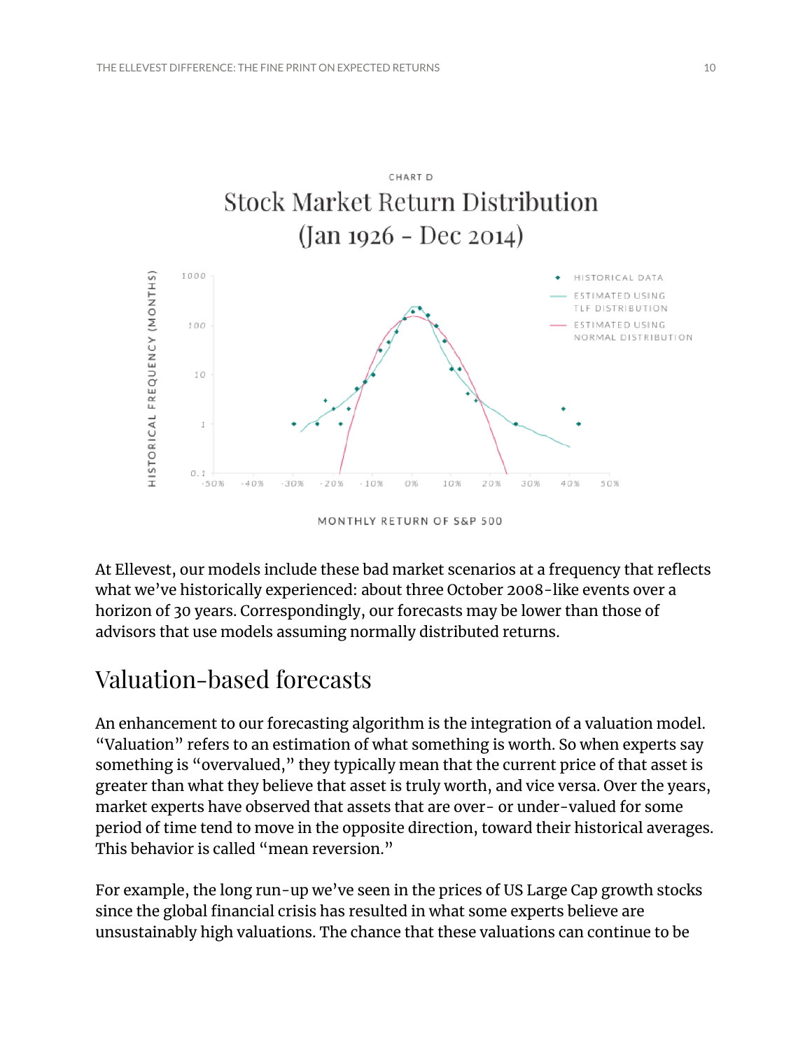CHART D

## Stock Market Return Distribution (Jan 1926 - Dec 2014)

HISTORICAL FREQUENCY (MONTHS)

MONTHLY RETURN OF S&P 500

HISTORICAL DATA
ESTIMATED USING TLF DISTRIBUTION
ESTIMATED USING NORMAL DISTRIBUTION

At Ellevest, our models include these bad market scenarios at a frequency that reflects what we've historically experienced: about three October 2008-like events over a horizon of 30 years. Correspondingly, our forecasts may be lower than those of advisors that use models assuming normally distributed returns.

## Valuation-based forecasts

An enhancement to our forecasting algorithm is the integration of a valuation model. "Valuation" refers to an estimation of what something is worth. So when experts say something is "overvalued," they typically mean that the current price of that asset is greater than what they believe that asset is truly worth, and vice versa. Over the years, market experts have observed that assets that are over- or under-valued for some period of time tend to move in the opposite direction, toward their historical averages. This behavior is called "mean reversion."

For example, the long run-up we've seen in the prices of US Large Cap growth stocks since the global financial crisis has resulted in what some experts believe are unsustainably high valuations. The chance that these valuations can continue to be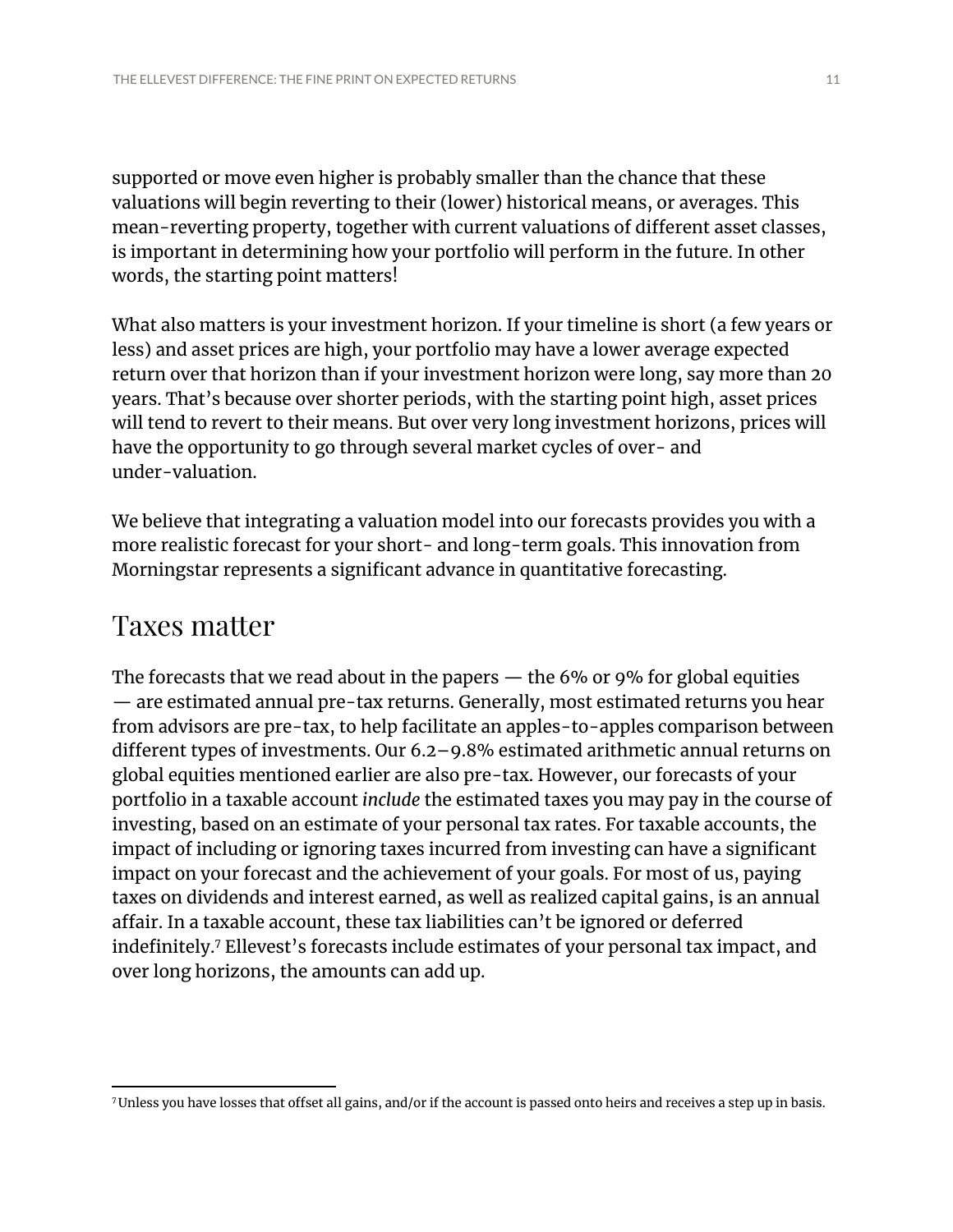supported or move even higher is probably smaller than the chance that these valuations will begin reverting to their (lower) historical means, or averages. This mean-reverting property, together with current valuations of different asset classes, is important in determining how your portfolio will perform in the future. In other words, the starting point matters!

What also matters is your investment horizon. If your timeline is short (a few years or less) and asset prices are high, your portfolio may have a lower average expected return over that horizon than if your investment horizon were long, say more than 20 years. That's because over shorter periods, with the starting point high, asset prices will tend to revert to their means. But over very long investment horizons, prices will have the opportunity to go through several market cycles of over- and under-valuation.

We believe that integrating a valuation model into our forecasts provides you with a more realistic forecast for your short- and long-term goals. This innovation from Morningstar represents a significant advance in quantitative forecasting.

## Taxes matter

The forecasts that we read about in the papers — the 6% or 9% for global equities — are estimated annual pre-tax returns. Generally, most estimated returns you hear from advisors are pre-tax, to help facilitate an apples-to-apples comparison between different types of investments. Our 6.2–9.8% estimated arithmetic annual returns on global equities mentioned earlier are also pre-tax. However, our forecasts of your portfolio in a taxable account *include* the estimated taxes you may pay in the course of investing, based on an estimate of your personal tax rates. For taxable accounts, the impact of including or ignoring taxes incurred from investing can have a significant impact on your forecast and the achievement of your goals. For most of us, paying taxes on dividends and interest earned, as well as realized capital gains, is an annual affair. In a taxable account, these tax liabilities can't be ignored or deferred indefinitely.[7] Ellevest's forecasts include estimates of your personal tax impact, and over long horizons, the amounts can add up.

[7] Unless you have losses that offset all gains, and/or if the account is passed onto heirs and receives a step up in basis.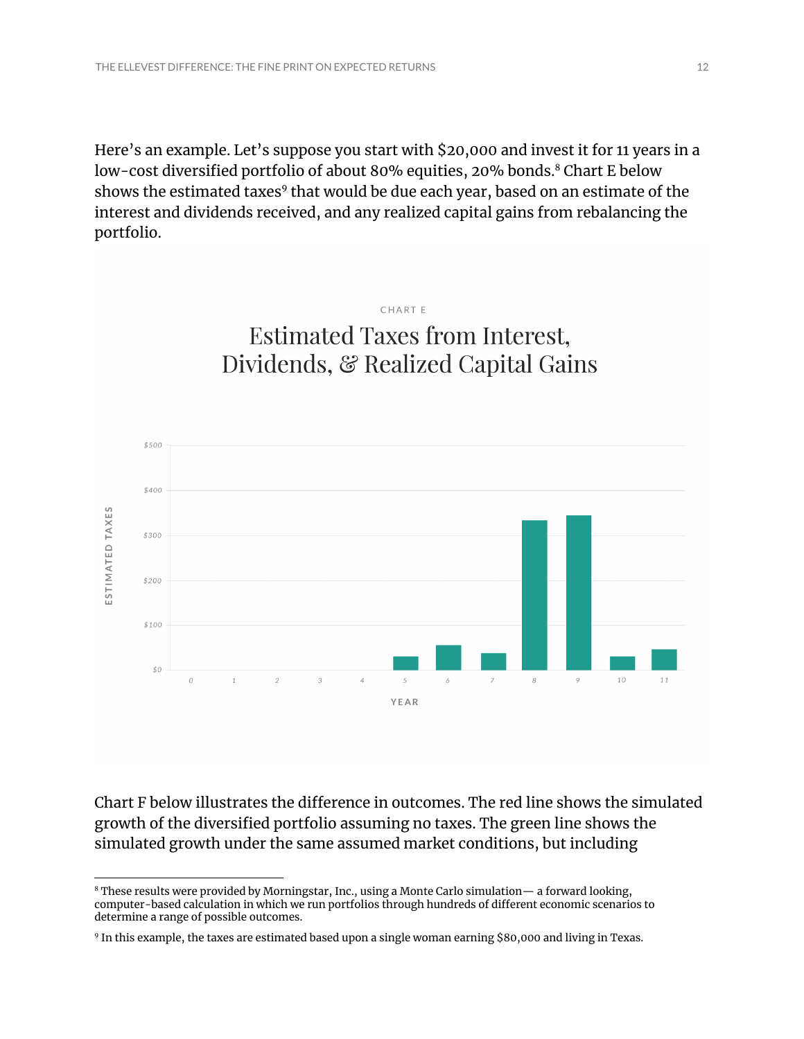Here's an example. Let's suppose you start with $20,000 and invest it for 11 years in a low-cost diversified portfolio of about 80% equities, 20% bonds.[8] Chart E below shows the estimated taxes[9] that would be due each year, based on an estimate of the interest and dividends received, and any realized capital gains from rebalancing the portfolio.

CHART E

## Estimated Taxes from Interest, Dividends, & Realized Capital Gains

ESTIMATED TAXES

$500

$400

$300

$200

$100

$0

0 1 2 3 4 5 6 7 8 9 10 11

YEAR

Chart F below illustrates the difference in outcomes. The red line shows the simulated growth of the diversified portfolio assuming no taxes. The green line shows the simulated growth under the same assumed market conditions, but including

---

[8] These results were provided by Morningstar, Inc., using a Monte Carlo simulation— a forward looking, computer-based calculation in which we run portfolios through hundreds of different economic scenarios to determine a range of possible outcomes.

[9] In this example, the taxes are estimated based upon a single woman earning $80,000 and living in Texas.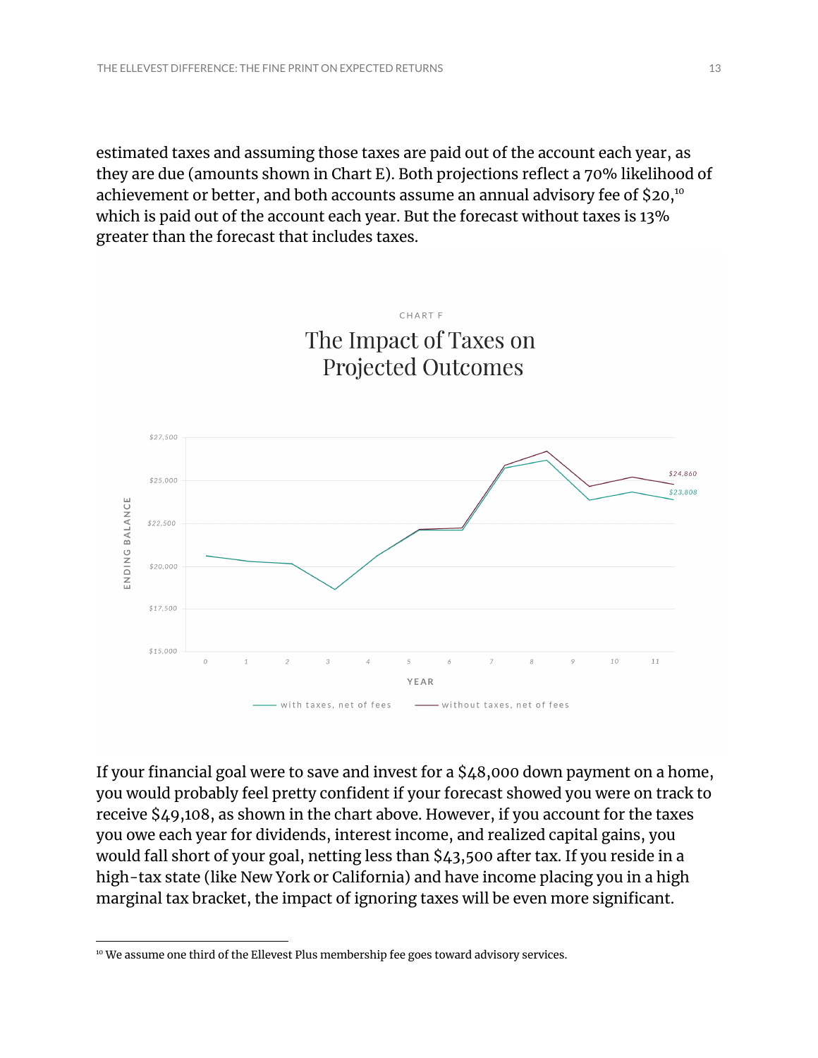estimated taxes and assuming those taxes are paid out of the account each year, as they are due (amounts shown in Chart E). Both projections reflect a 70% likelihood of achievement or better, and both accounts assume an annual advisory fee of $20,[10] which is paid out of the account each year. But the forecast without taxes is 13% greater than the forecast that includes taxes.

CHART F

The Impact of Taxes on Projected Outcomes

If your financial goal were to save and invest for a $48,000 down payment on a home, you would probably feel pretty confident if your forecast showed you were on track to receive $49,108, as shown in the chart above. However, if you account for the taxes you owe each year for dividends, interest income, and realized capital gains, you would fall short of your goal, netting less than $43,500 after tax. If you reside in a high-tax state (like New York or California) and have income placing you in a high marginal tax bracket, the impact of ignoring taxes will be even more significant.

[10] We assume one third of the Ellevest Plus membership fee goes toward advisory services.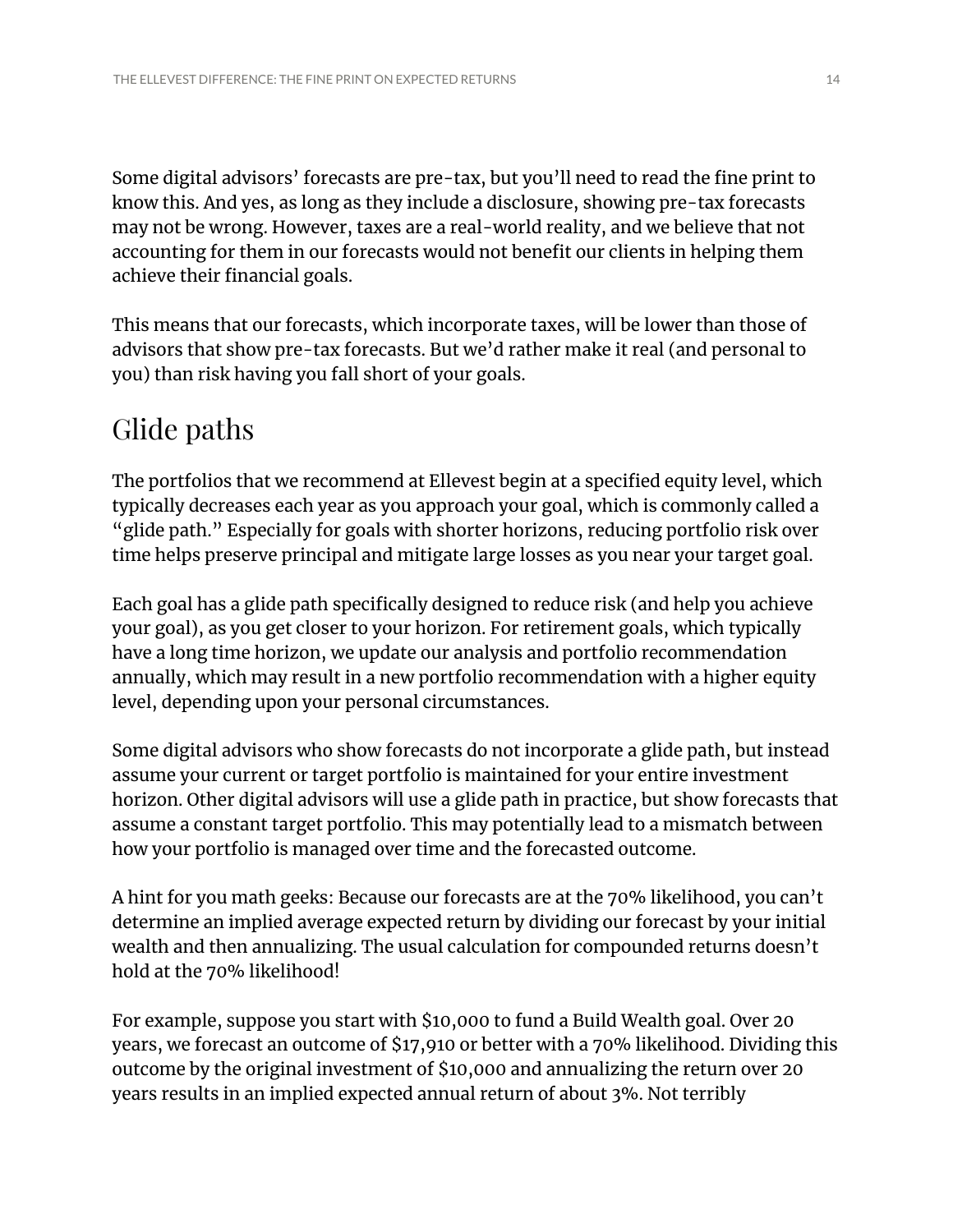Some digital advisors' forecasts are pre-tax, but you'll need to read the fine print to know this. And yes, as long as they include a disclosure, showing pre-tax forecasts may not be wrong. However, taxes are a real-world reality, and we believe that not accounting for them in our forecasts would not benefit our clients in helping them achieve their financial goals.

This means that our forecasts, which incorporate taxes, will be lower than those of advisors that show pre-tax forecasts. But we'd rather make it real (and personal to you) than risk having you fall short of your goals.

## Glide paths

The portfolios that we recommend at Ellevest begin at a specified equity level, which typically decreases each year as you approach your goal, which is commonly called a "glide path." Especially for goals with shorter horizons, reducing portfolio risk over time helps preserve principal and mitigate large losses as you near your target goal.

Each goal has a glide path specifically designed to reduce risk (and help you achieve your goal), as you get closer to your horizon. For retirement goals, which typically have a long time horizon, we update our analysis and portfolio recommendation annually, which may result in a new portfolio recommendation with a higher equity level, depending upon your personal circumstances.

Some digital advisors who show forecasts do not incorporate a glide path, but instead assume your current or target portfolio is maintained for your entire investment horizon. Other digital advisors will use a glide path in practice, but show forecasts that assume a constant target portfolio. This may potentially lead to a mismatch between how your portfolio is managed over time and the forecasted outcome.

A hint for you math geeks: Because our forecasts are at the 70% likelihood, you can't determine an implied average expected return by dividing our forecast by your initial wealth and then annualizing. The usual calculation for compounded returns doesn't hold at the 70% likelihood!

For example, suppose you start with $10,000 to fund a Build Wealth goal. Over 20 years, we forecast an outcome of $17,910 or better with a 70% likelihood. Dividing this outcome by the original investment of $10,000 and annualizing the return over 20 years results in an implied expected annual return of about 3%. Not terribly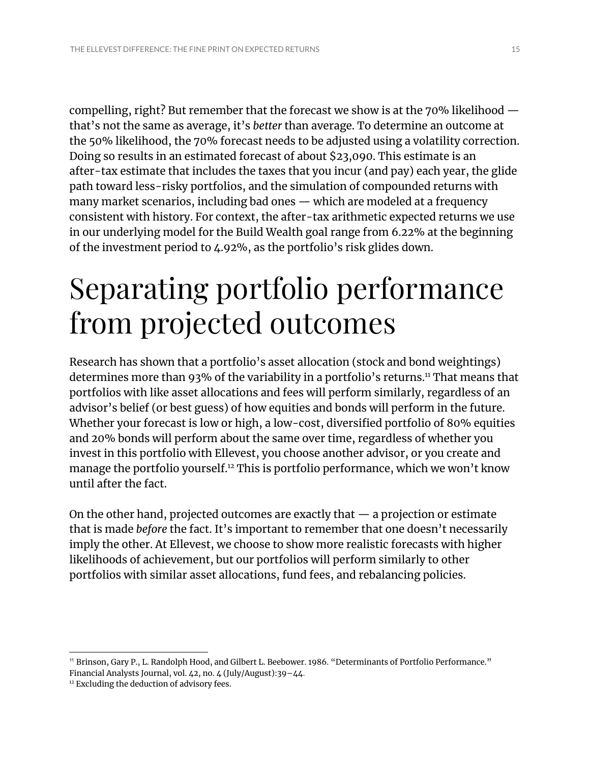compelling, right? But remember that the forecast we show is at the 70% likelihood — that's not the same as average, it's *better* than average. To determine an outcome at the 50% likelihood, the 70% forecast needs to be adjusted using a volatility correction. Doing so results in an estimated forecast of about $23,090. This estimate is an after-tax estimate that includes the taxes that you incur (and pay) each year, the glide path toward less-risky portfolios, and the simulation of compounded returns with many market scenarios, including bad ones — which are modeled at a frequency consistent with history. For context, the after-tax arithmetic expected returns we use in our underlying model for the Build Wealth goal range from 6.22% at the beginning of the investment period to 4.92%, as the portfolio's risk glides down.

# Separating portfolio performance from projected outcomes

Research has shown that a portfolio's asset allocation (stock and bond weightings) determines more than 93% of the variability in a portfolio's returns.[11] That means that portfolios with like asset allocations and fees will perform similarly, regardless of an advisor's belief (or best guess) of how equities and bonds will perform in the future. Whether your forecast is low or high, a low-cost, diversified portfolio of 80% equities and 20% bonds will perform about the same over time, regardless of whether you invest in this portfolio with Ellevest, you choose another advisor, or you create and manage the portfolio yourself.[12] This is portfolio performance, which we won't know until after the fact.

On the other hand, projected outcomes are exactly that — a projection or estimate that is made *before* the fact. It's important to remember that one doesn't necessarily imply the other. At Ellevest, we choose to show more realistic forecasts with higher likelihoods of achievement, but our portfolios will perform similarly to other portfolios with similar asset allocations, fund fees, and rebalancing policies.

[11] Brinson, Gary P., L. Randolph Hood, and Gilbert L. Beebower. 1986. "Determinants of Portfolio Performance." Financial Analysts Journal, vol. 42, no. 4 (July/August):39–44.

[12] Excluding the deduction of advisory fees.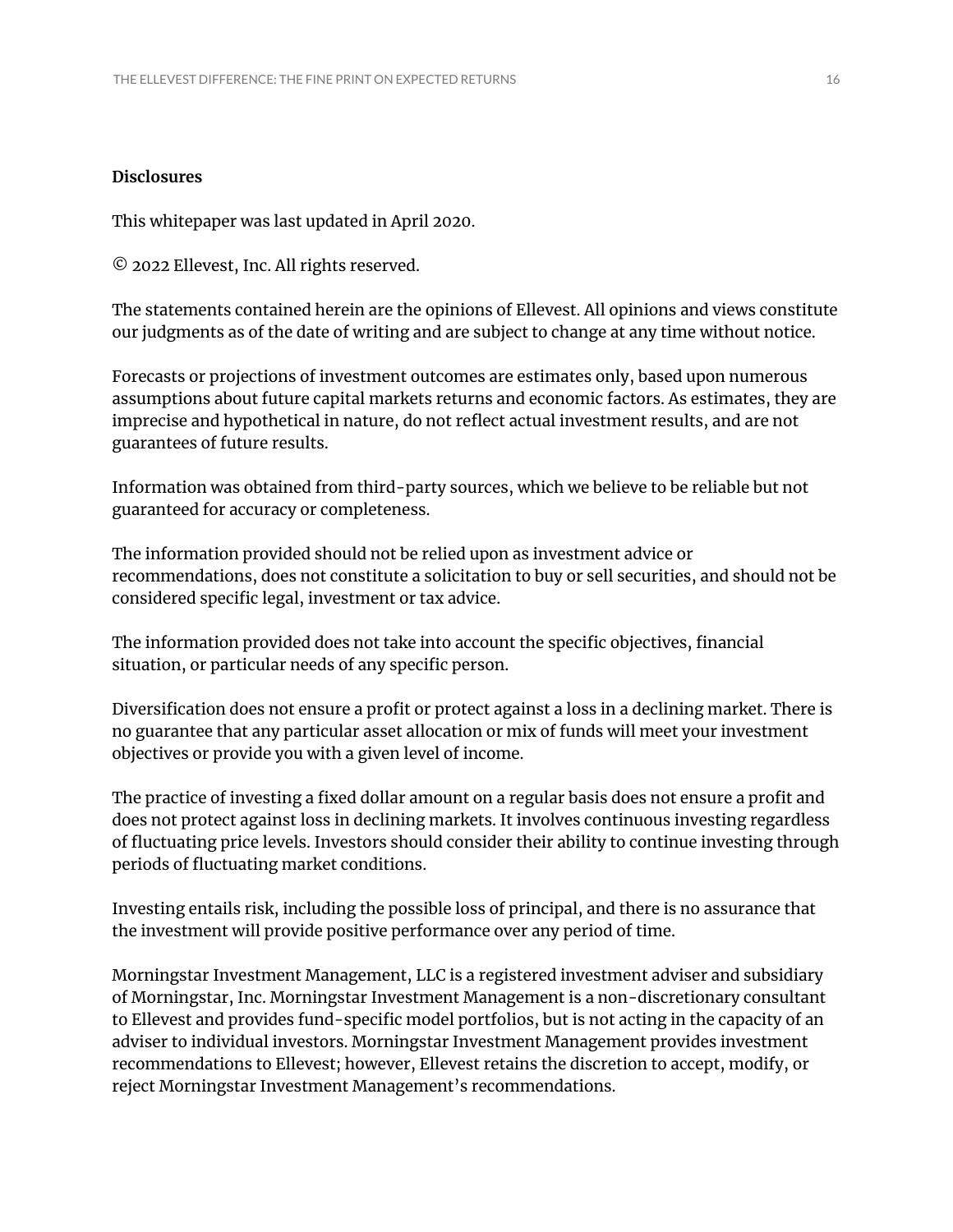**Disclosures**

This whitepaper was last updated in April 2020.

© 2022 Ellevest, Inc. All rights reserved.

The statements contained herein are the opinions of Ellevest. All opinions and views constitute our judgments as of the date of writing and are subject to change at any time without notice.

Forecasts or projections of investment outcomes are estimates only, based upon numerous assumptions about future capital markets returns and economic factors. As estimates, they are imprecise and hypothetical in nature, do not reflect actual investment results, and are not guarantees of future results.

Information was obtained from third-party sources, which we believe to be reliable but not guaranteed for accuracy or completeness.

The information provided should not be relied upon as investment advice or recommendations, does not constitute a solicitation to buy or sell securities, and should not be considered specific legal, investment or tax advice.

The information provided does not take into account the specific objectives, financial situation, or particular needs of any specific person.

Diversification does not ensure a profit or protect against a loss in a declining market. There is no guarantee that any particular asset allocation or mix of funds will meet your investment objectives or provide you with a given level of income.

The practice of investing a fixed dollar amount on a regular basis does not ensure a profit and does not protect against loss in declining markets. It involves continuous investing regardless of fluctuating price levels. Investors should consider their ability to continue investing through periods of fluctuating market conditions.

Investing entails risk, including the possible loss of principal, and there is no assurance that the investment will provide positive performance over any period of time.

Morningstar Investment Management, LLC is a registered investment adviser and subsidiary of Morningstar, Inc. Morningstar Investment Management is a non-discretionary consultant to Ellevest and provides fund-specific model portfolios, but is not acting in the capacity of an adviser to individual investors. Morningstar Investment Management provides investment recommendations to Ellevest; however, Ellevest retains the discretion to accept, modify, or reject Morningstar Investment Management's recommendations.